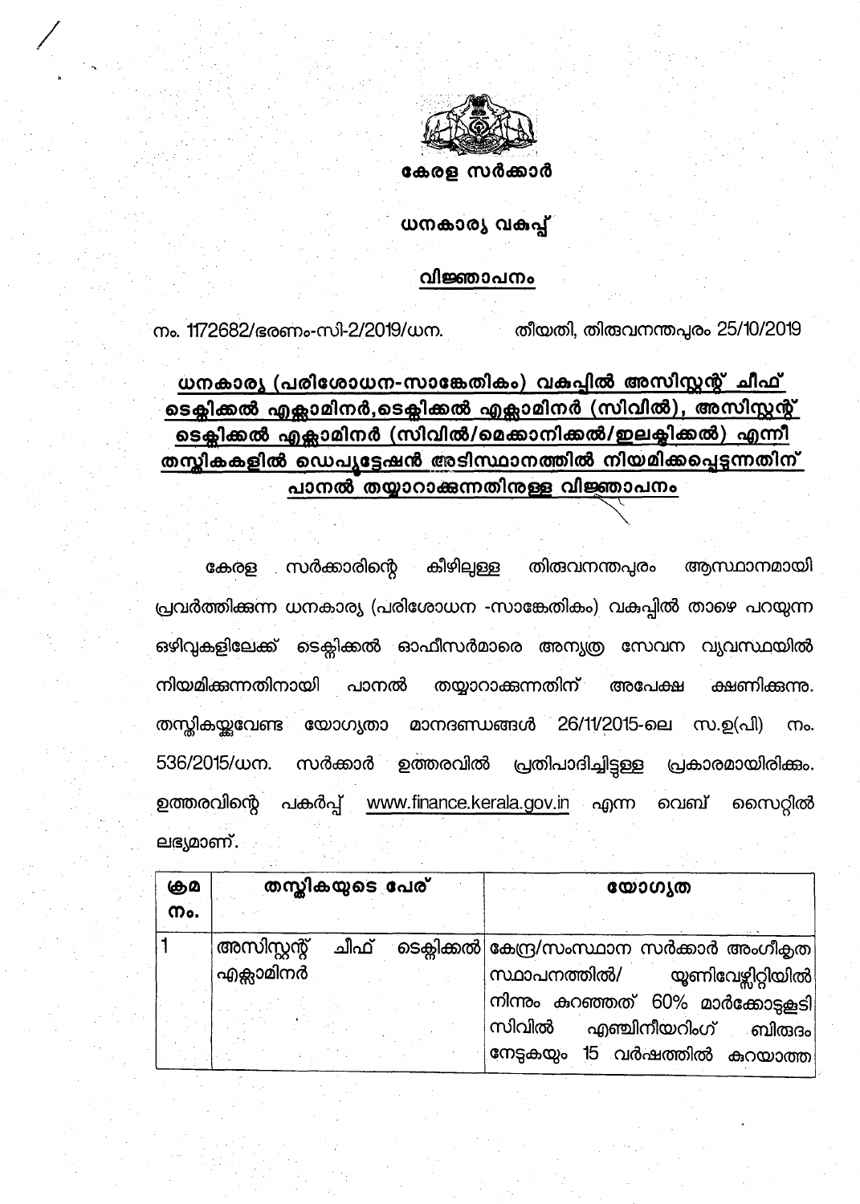**കേരള സർക്കാർ**

**ധനകാര്യ വകുപ്പ്**

**<u>വിജ്ഞാപനം</u>**

നം. 1172682/ഭരണം-സി-2/2019/ധന. തീയതി, തിരുവനന്തപുരം 25/10/2019

## ധനകാര്യ (പരിശോധന-സാങ്കേതികം) വകുപ്പിൽ അസിസ്റ്റന്റ് ചീഫ് ടെക്നിക്കൽ എക്സാമിനർ,ടെക്നിക്കൽ എക്സാമിനർ (സിവിൽ), അസിസ്റ്റന്റ് ടെക്നിക്കൽ എക്സാമിനർ (സിവിൽ/മെക്കാനിക്കൽ/ഇലക്ട്രിക്കൽ) എന്നീ തസ്തികകളിൽ ഡെപ്യൂട്ടേഷൻ അടിസ്ഥാനത്തിൽ നിയമിക്കപ്പെടുന്നതിന് പാനൽ തയ്യാറാക്കുന്നതിനുള്ള വിജ്ഞാപനം

കേരള സർക്കാരിന്റെ കീഴിലുള്ള തിരുവനന്തപുരം ആസ്ഥാനമായി പ്രവർത്തിക്കുന്ന ധനകാര്യ (പരിശോധന -സാങ്കേതികം) വകുപ്പിൽ താഴെ പറയുന്ന ഒഴിവുകളിലേക്ക് ടെക്നിക്കൽ ഓഫീസർമാരെ അന്യത്ര സേവന വ്യവസ്ഥയിൽ നിയമിക്കുന്നതിനായി പാനൽ തയ്യാറാക്കുന്നതിന് അപേക്ഷ ക്ഷണിക്കുന്നു. തസ്തികയ്ക്കുവേണ്ട യോഗ്യതാ മാനദണ്ഡങ്ങൾ 26/11/2015-ലെ സ.ഉ(പി) നം. 536/2015/ധന. സർക്കാർ ഉത്തരവിൽ പ്രതിപാദിച്ചിട്ടുള്ള പ്രകാരമായിരിക്കും. ഉത്തരവിന്റെ പകർപ്പ് www.finance.kerala.gov.in എന്ന വെബ് സൈറ്റിൽ ലഭ്യമാണ്.

| ക്രമ നം. | തസ്തികയുടെ പേര് | യോഗ്യത |
|---|---|---|
| 1 | അസിസ്റ്റന്റ് ചീഫ് ടെക്നിക്കൽ എക്സാമിനർ | കേന്ദ്ര/സംസ്ഥാന സർക്കാർ അംഗീകൃത സ്ഥാപനത്തിൽ/ യൂണിവേഴ്സിറ്റിയിൽ നിന്നും കുറഞ്ഞത് 60% മാർക്കോടുകൂടി സിവിൽ എഞ്ചിനീയറിംഗ് ബിരുദം നേടുകയും 15 വർഷത്തിൽ കുറയാത്ത |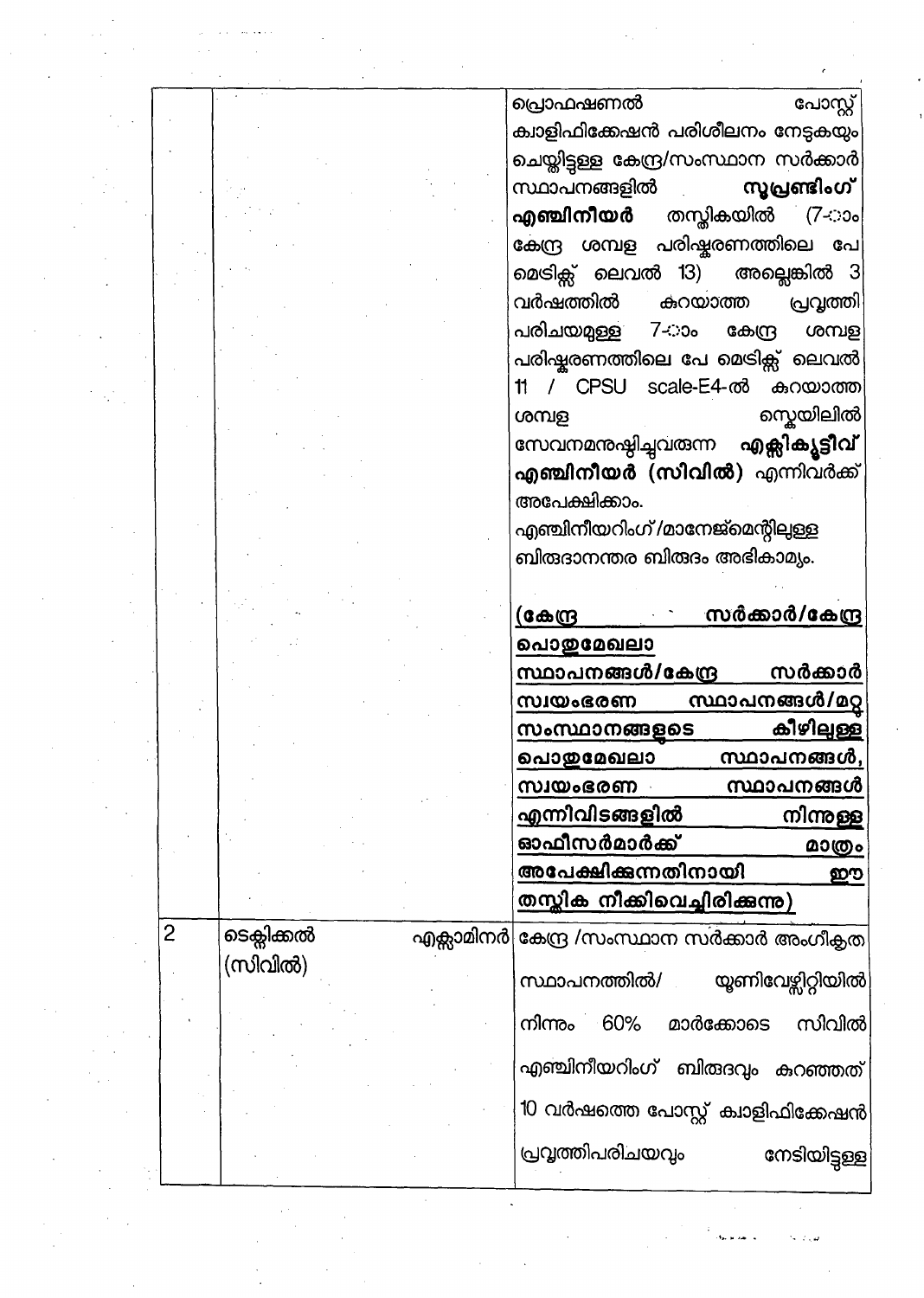| | | |
|---|---|---|
| | | പ്രൊഫഷണൽ പോസ്റ്റ് ക്വാളിഫിക്കേഷൻ പരിശീലനം നേടുകയും ചെയ്തിട്ടുള്ള കേന്ദ്ര/സംസ്ഥാന സർക്കാർ സ്ഥാപനങ്ങളിൽ **സൂപ്രണ്ടിംഗ് എഞ്ചിനീയർ** തസ്തികയിൽ (7-ാം കേന്ദ്ര ശമ്പള പരിഷ്കരണത്തിലെ പേ മെട്രിക്സ് ലെവൽ 13) അല്ലെങ്കിൽ 3 വർഷത്തിൽ കുറയാത്ത പ്രവൃത്തി പരിചയമുള്ള 7-ാം കേന്ദ്ര ശമ്പള പരിഷ്കരണത്തിലെ പേ മെട്രിക്സ് ലെവൽ 11 / CPSU scale-E4-ൽ കുറയാത്ത ശമ്പള സ്കെയിലിൽ സേവനമനുഷ്ഠിച്ചുവരുന്ന **എക്സിക്യൂട്ടീവ് എഞ്ചിനീയർ (സിവിൽ)** എന്നിവർക്ക് അപേക്ഷിക്കാം.<br>എഞ്ചിനീയറിംഗ്/മാനേജ്മെന്റിലുള്ള ബിരുദാനന്തര ബിരുദം അഭികാമ്യം.<br><br>**<u>(കേന്ദ്ര സർക്കാർ/കേന്ദ്ര പൊതുമേഖലാ സ്ഥാപനങ്ങൾ/കേന്ദ്ര സർക്കാർ സ്വയംഭരണ സ്ഥാപനങ്ങൾ/മറ്റു സംസ്ഥാനങ്ങളുടെ കീഴിലുള്ള പൊതുമേഖലാ സ്ഥാപനങ്ങൾ, സ്വയംഭരണ സ്ഥാപനങ്ങൾ എന്നിവിടങ്ങളിൽ നിന്നുള്ള ഓഫീസർമാർക്ക് മാത്രം അപേക്ഷിക്കുന്നതിനായി ഈ തസ്തിക നീക്കിവെച്ചിരിക്കുന്നു)</u>** |
| 2 | ടെക്നിക്കൽ എക്സാമിനർ (സിവിൽ) | കേന്ദ്ര /സംസ്ഥാന സർക്കാർ അംഗീകൃത സ്ഥാപനത്തിൽ/ യൂണിവേഴ്സിറ്റിയിൽ നിന്നും 60% മാർക്കോടെ സിവിൽ എഞ്ചിനീയറിംഗ് ബിരുദവും കുറഞ്ഞത് 10 വർഷത്തെ പോസ്റ്റ് ക്വാളിഫിക്കേഷൻ പ്രവൃത്തിപരിചയവും നേടിയിട്ടുള്ള |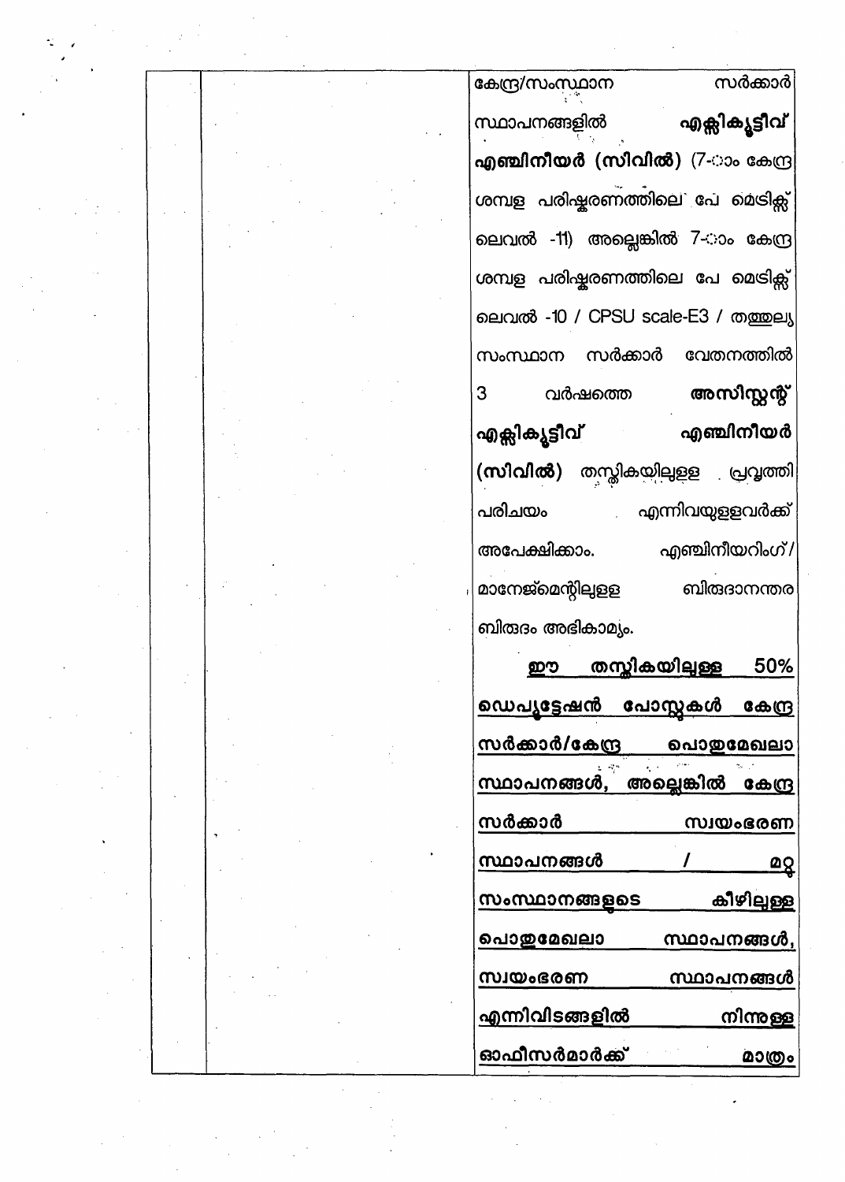| | | |
|---|---|---|
| | | കേന്ദ്ര/സംസ്ഥാന സർക്കാർ സ്ഥാപനങ്ങളിൽ **എക്സിക്യൂട്ടീവ് എഞ്ചിനീയർ (സിവിൽ)** (7-ാം കേന്ദ്ര ശമ്പള പരിഷ്കരണത്തിലെ പേ മെട്രിക്സ് ലെവൽ -11) അല്ലെങ്കിൽ 7-ാം കേന്ദ്ര ശമ്പള പരിഷ്കരണത്തിലെ പേ മെട്രിക്സ് ലെവൽ -10 / CPSU scale-E3 / തത്തുല്യ സംസ്ഥാന സർക്കാർ വേതനത്തിൽ 3 വർഷത്തെ **അസിസ്റ്റന്റ് എക്സിക്യൂട്ടീവ് എഞ്ചിനീയർ (സിവിൽ)** തസ്തികയിലുള്ള പ്രവൃത്തി പരിചയം എന്നിവയുള്ളവർക്ക് അപേക്ഷിക്കാം. എഞ്ചിനീയറിംഗ്/ മാനേജ്മെന്റിലുള്ള ബിരുദാനന്തര ബിരുദം അഭികാമ്യം.<br><br>**ഈ തസ്തികയിലുള്ള 50% ഡെപ്യൂട്ടേഷൻ പോസ്റ്റുകൾ കേന്ദ്ര സർക്കാർ/കേന്ദ്ര പൊതുമേഖലാ സ്ഥാപനങ്ങൾ, അല്ലെങ്കിൽ കേന്ദ്ര സർക്കാർ സ്വയംഭരണ സ്ഥാപനങ്ങൾ / മറ്റു സംസ്ഥാനങ്ങളുടെ കീഴിലുള്ള പൊതുമേഖലാ സ്ഥാപനങ്ങൾ, സ്വയംഭരണ സ്ഥാപനങ്ങൾ എന്നിവിടങ്ങളിൽ നിന്നുള്ള ഓഫീസർമാർക്ക് മാത്രം** |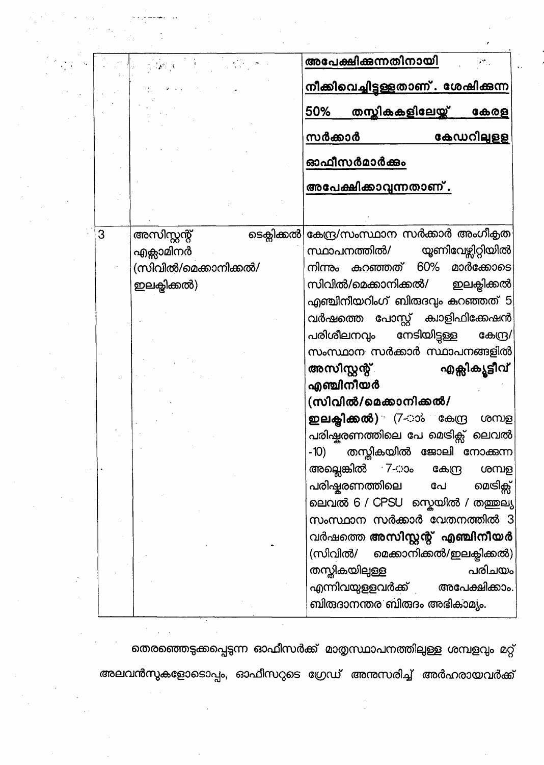| | | |
|---|---|---|
| | | <u>അപേക്ഷിക്കുന്നതിനായി നീക്കിവെച്ചിട്ടുള്ളതാണ്. ശേഷിക്കുന്ന 50% തസ്തികകളിലേയ്ക്ക് കേരള സർക്കാർ കേഡറിലുള്ള ഓഫീസർമാർക്കും അപേക്ഷിക്കാവുന്നതാണ്.</u> |
| 3 | അസിസ്റ്റന്റ് ടെക്നിക്കൽ എക്സാമിനർ (സിവിൽ/മെക്കാനിക്കൽ/ ഇലക്ട്രിക്കൽ) | കേന്ദ്ര/സംസ്ഥാന സർക്കാർ അംഗീകൃത സ്ഥാപനത്തിൽ/ യൂണിവേഴ്സിറ്റിയിൽ നിന്നും കുറഞ്ഞത് 60% മാർക്കോടെ സിവിൽ/മെക്കാനിക്കൽ/ ഇലക്ട്രിക്കൽ എഞ്ചിനീയറിംഗ് ബിരുദവും കുറഞ്ഞത് 5 വർഷത്തെ പോസ്റ്റ് ക്വാളിഫിക്കേഷൻ പരിശീലനവും നേടിയിട്ടുള്ള കേന്ദ്ര/ സംസ്ഥാന സർക്കാർ സ്ഥാപനങ്ങളിൽ **അസിസ്റ്റന്റ് എക്സിക്യൂട്ടീവ് എഞ്ചിനീയർ (സിവിൽ/മെക്കാനിക്കൽ/ ഇലക്ട്രിക്കൽ)** (7-ാം കേന്ദ്ര ശമ്പള പരിഷ്കരണത്തിലെ പേ മെട്രിക്സ് ലെവൽ -10) തസ്തികയിൽ ജോലി നോക്കുന്ന അല്ലെങ്കിൽ 7-ാം കേന്ദ്ര ശമ്പള പരിഷ്കരണത്തിലെ പേ മെട്രിക്സ് ലെവൽ 6 / CPSU സ്കെയിൽ / തത്തുല്യ സംസ്ഥാന സർക്കാർ വേതനത്തിൽ 3 വർഷത്തെ **അസിസ്റ്റന്റ് എഞ്ചിനീയർ** (സിവിൽ/ മെക്കാനിക്കൽ/ഇലക്ട്രിക്കൽ) തസ്തികയിലുള്ള പരിചയം എന്നിവയുള്ളവർക്ക് അപേക്ഷിക്കാം. ബിരുദാനന്തര ബിരുദം അഭികാമ്യം. |

തെരഞ്ഞെടുക്കപ്പെടുന്ന ഓഫീസർക്ക് മാതൃസ്ഥാപനത്തിലുള്ള ശമ്പളവും മറ്റ് അലവൻസുകളോടൊപ്പം, ഓഫീസറുടെ ഗ്രേഡ് അനുസരിച്ച് അർഹരായവർക്ക്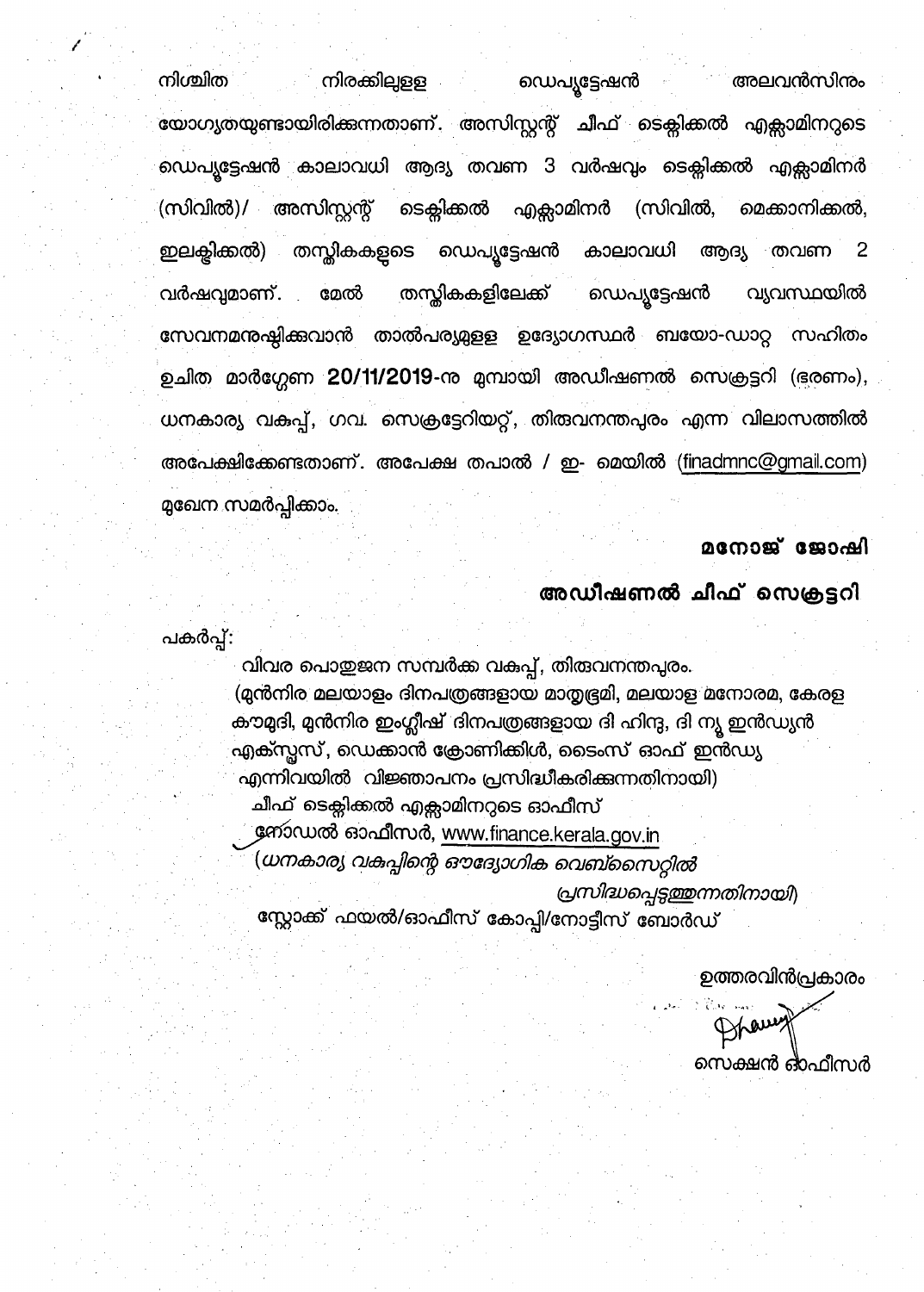നിശ്ചിത നിരക്കിലുള്ള ഡെപ്യൂട്ടേഷൻ അലവൻസിനും യോഗ്യതയുണ്ടായിരിക്കുന്നതാണ്. അസിസ്റ്റന്റ് ചീഫ് ടെക്നിക്കൽ എക്സാമിനറുടെ ഡെപ്യൂട്ടേഷൻ കാലാവധി ആദ്യ തവണ 3 വർഷവും ടെക്നിക്കൽ എക്സാമിനർ (സിവിൽ)/ അസിസ്റ്റന്റ് ടെക്നിക്കൽ എക്സാമിനർ (സിവിൽ, മെക്കാനിക്കൽ, ഇലക്ട്രിക്കൽ) തസ്തികകളുടെ ഡെപ്യൂട്ടേഷൻ കാലാവധി ആദ്യ തവണ 2 വർഷവുമാണ്. മേൽ തസ്തികകളിലേക്ക് ഡെപ്യൂട്ടേഷൻ വ്യവസ്ഥയിൽ സേവനമനുഷ്ഠിക്കുവാൻ താൽപര്യമുള്ള ഉദ്യോഗസ്ഥർ ബയോ-ഡാറ്റ സഹിതം ഉചിത മാർഗ്ഗേണ **20/11/2019**-ന് മുമ്പായി അഡീഷണൽ സെക്രട്ടറി (ഭരണം), ധനകാര്യ വകുപ്പ്, ഗവ. സെക്രട്ടേറിയറ്റ്, തിരുവനന്തപുരം എന്ന വിലാസത്തിൽ അപേക്ഷിക്കേണ്ടതാണ്. അപേക്ഷ തപാൽ / ഇ- മെയിൽ (finadmnc@gmail.com) മുഖേന സമർപ്പിക്കാം.

**മനോജ് ജോഷി**

**അഡീഷണൽ ചീഫ് സെക്രട്ടറി**

പകർപ്പ്:

വിവര പൊതുജന സമ്പർക്ക വകുപ്പ്, തിരുവനന്തപുരം.
(മുൻനിര മലയാളം ദിനപത്രങ്ങളായ മാതൃഭൂമി, മലയാള മനോരമ, കേരള കൗമുദി, മുൻനിര ഇംഗ്ലീഷ് ദിനപത്രങ്ങളായ ദി ഹിന്ദു, ദി ന്യൂ ഇൻഡ്യൻ എക്സ്പ്രസ്, ഡെക്കാൻ ക്രോണിക്കിൾ, ടൈംസ് ഓഫ് ഇൻഡ്യ എന്നിവയിൽ വിജ്ഞാപനം പ്രസിദ്ധീകരിക്കുന്നതിനായി)
ചീഫ് ടെക്നിക്കൽ എക്സാമിനറുടെ ഓഫീസ്
നോഡൽ ഓഫീസർ, www.finance.kerala.gov.in
*(ധനകാര്യ വകുപ്പിന്റെ ഔദ്യോഗിക വെബ്സൈറ്റിൽ പ്രസിദ്ധപ്പെടുത്തുന്നതിനായി)*
സ്റ്റോക്ക് ഫയൽ/ഓഫീസ് കോപ്പി/നോട്ടീസ് ബോർഡ്

ഉത്തരവിൻപ്രകാരം

സെക്ഷൻ ഓഫീസർ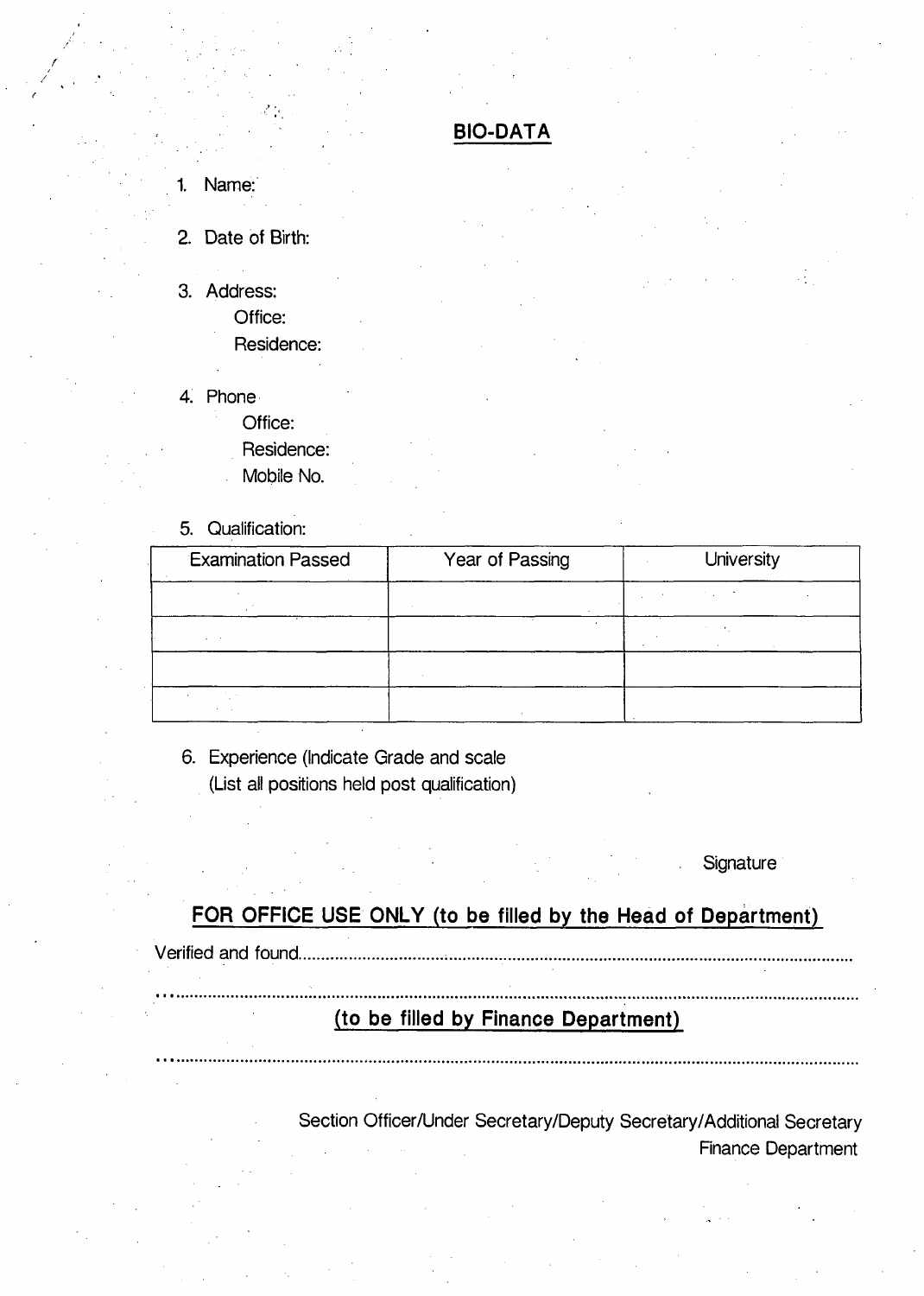## BIO-DATA

1. Name:
2. Date of Birth:
3. Address:
   Office:
   Residence:
4. Phone
   Office:
   Residence:
   Mobile No.
5. Qualification:

| Examination Passed | Year of Passing | University |
|---|---|---|
| | | |
| | | |
| | | |
| | | |

6. Experience (Indicate Grade and scale
   (List all positions held post qualification)

Signature

### FOR OFFICE USE ONLY (to be filled by the Head of Department)

Verified and found...........................................................................................................................

.........................................................................................................................................................

### (to be filled by Finance Department)

.........................................................................................................................................................

Section Officer/Under Secretary/Deputy Secretary/Additional Secretary
Finance Department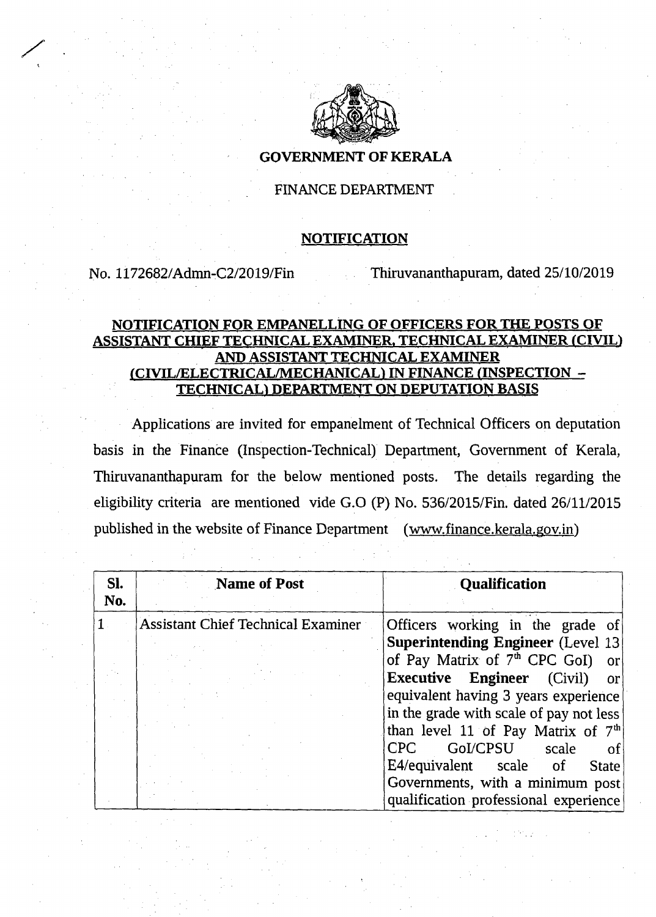**GOVERNMENT OF KERALA**

FINANCE DEPARTMENT

**NOTIFICATION**

No. 1172682/Admn-C2/2019/Fin Thiruvananthapuram, dated 25/10/2019

**NOTIFICATION FOR EMPANELLING OF OFFICERS FOR THE POSTS OF ASSISTANT CHIEF TECHNICAL EXAMINER, TECHNICAL EXAMINER (CIVIL) AND ASSISTANT TECHNICAL EXAMINER (CIVIL/ELECTRICAL/MECHANICAL) IN FINANCE (INSPECTION – TECHNICAL) DEPARTMENT ON DEPUTATION BASIS**

Applications are invited for empanelment of Technical Officers on deputation basis in the Finance (Inspection-Technical) Department, Government of Kerala, Thiruvananthapuram for the below mentioned posts. The details regarding the eligibility criteria are mentioned vide G.O (P) No. 536/2015/Fin. dated 26/11/2015 published in the website of Finance Department (www.finance.kerala.gov.in)

| Sl. No. | Name of Post | Qualification |
|---|---|---|
| 1 | Assistant Chief Technical Examiner | Officers working in the grade of **Superintending Engineer** (Level 13 of Pay Matrix of 7th CPC GoI) or **Executive Engineer** (Civil) or equivalent having 3 years experience in the grade with scale of pay not less than level 11 of Pay Matrix of 7th CPC GoI/CPSU scale of E4/equivalent scale of State Governments, with a minimum post qualification professional experience |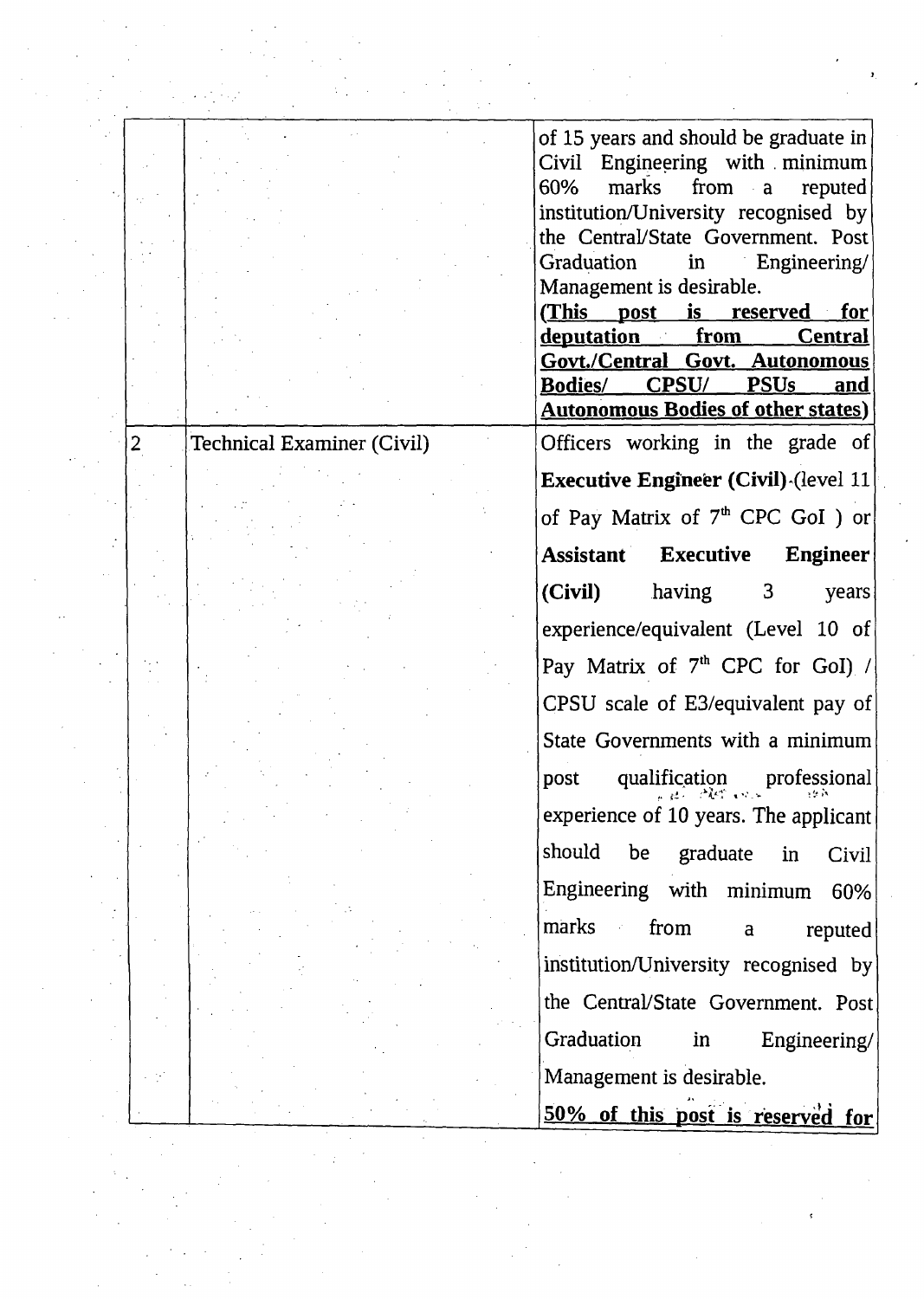| | | |
|---|---|---|
| | | of 15 years and should be graduate in Civil Engineering with minimum 60% marks from a reputed institution/University recognised by the Central/State Government. Post Graduation in Engineering/ Management is desirable. **<u>(This post is reserved for deputation from Central Govt./Central Govt. Autonomous Bodies/ CPSU/ PSUs and Autonomous Bodies of other states)</u>** |
| 2 | Technical Examiner (Civil) | Officers working in the grade of **Executive Engineer (Civil)** (level 11 of Pay Matrix of 7[th] CPC GoI ) or **Assistant Executive Engineer (Civil)** having 3 years experience/equivalent (Level 10 of Pay Matrix of 7[th] CPC for GoI) / CPSU scale of E3/equivalent pay of State Governments with a minimum post qualification professional experience of 10 years. The applicant should be graduate in Civil Engineering with minimum 60% marks from a reputed institution/University recognised by the Central/State Government. Post Graduation in Engineering/ Management is desirable. **<u>50% of this post is reserved for</u>** |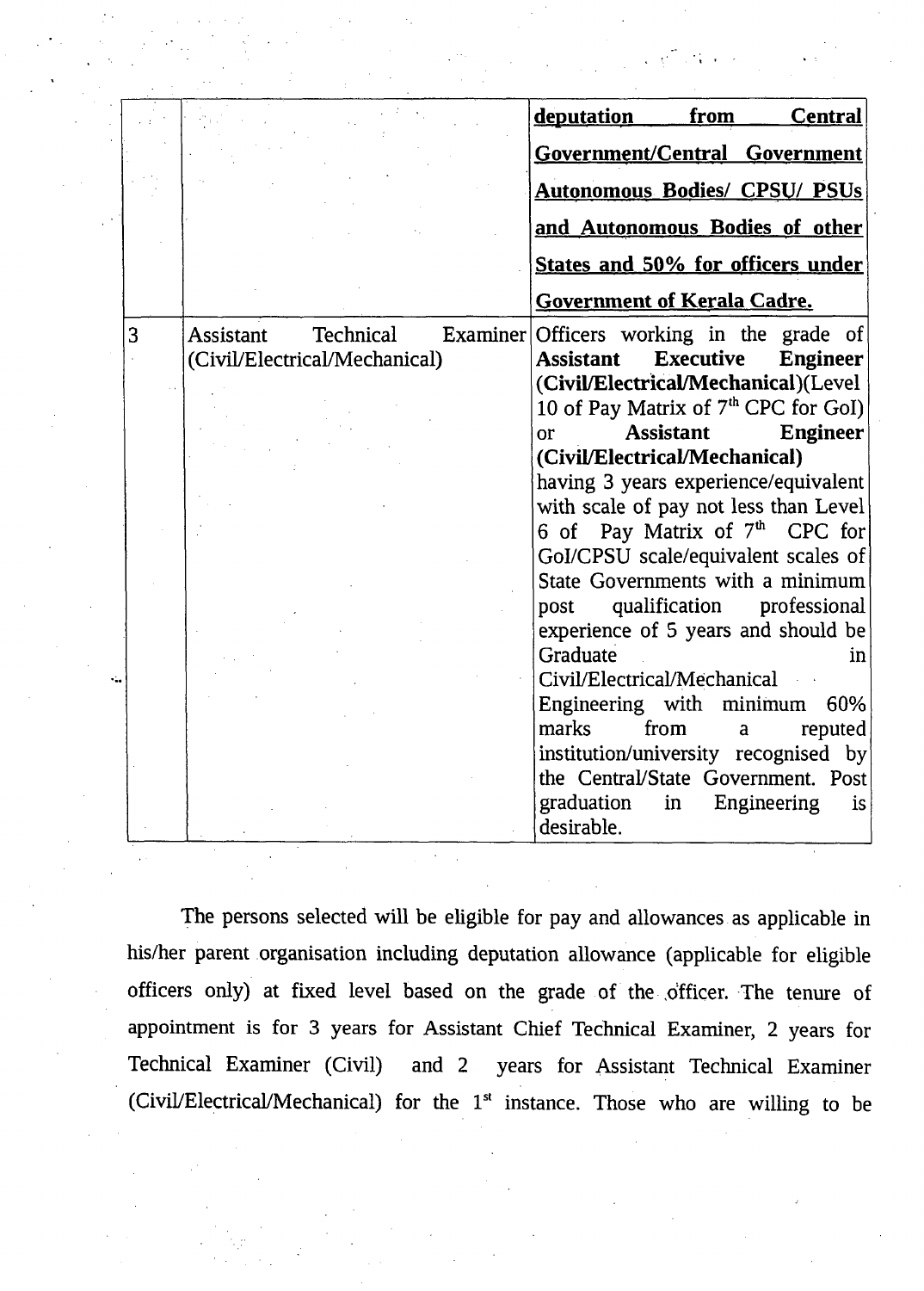| | | |
|---|---|---|
| | | **deputation from Central Government/Central Government Autonomous Bodies/ CPSU/ PSUs and Autonomous Bodies of other States and 50% for officers under Government of Kerala Cadre.** |
| 3 | Assistant Technical Examiner (Civil/Electrical/Mechanical) | Officers working in the grade of **Assistant Executive Engineer (Civil/Electrical/Mechanical)**(Level 10 of Pay Matrix of 7th CPC for GoI) or **Assistant Engineer (Civil/Electrical/Mechanical)** having 3 years experience/equivalent with scale of pay not less than Level 6 of Pay Matrix of 7th CPC for GoI/CPSU scale/equivalent scales of State Governments with a minimum post qualification professional experience of 5 years and should be Graduate in Civil/Electrical/Mechanical Engineering with minimum 60% marks from a reputed institution/university recognised by the Central/State Government. Post graduation in Engineering is desirable. |

The persons selected will be eligible for pay and allowances as applicable in his/her parent organisation including deputation allowance (applicable for eligible officers only) at fixed level based on the grade of the officer. The tenure of appointment is for 3 years for Assistant Chief Technical Examiner, 2 years for Technical Examiner (Civil) and 2 years for Assistant Technical Examiner (Civil/Electrical/Mechanical) for the 1st instance. Those who are willing to be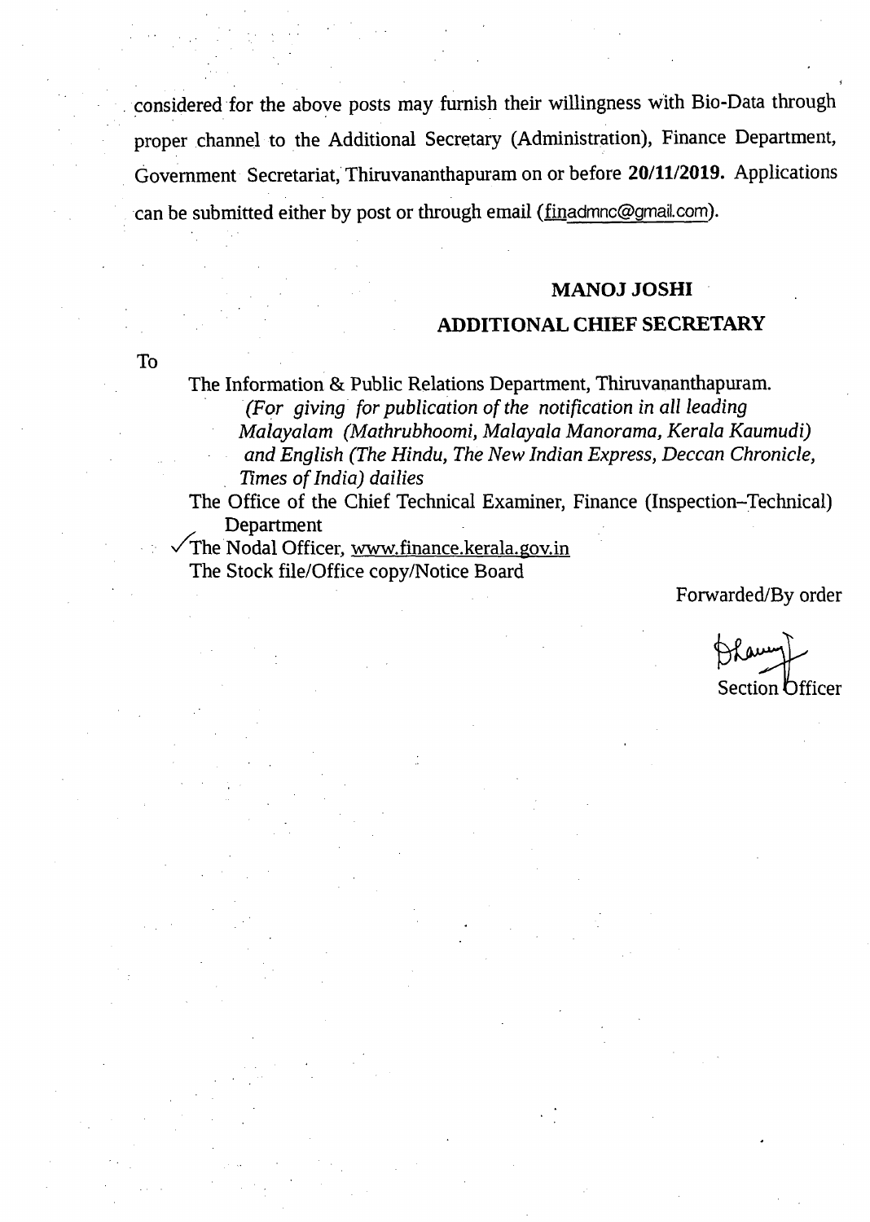considered for the above posts may furnish their willingness with Bio-Data through proper channel to the Additional Secretary (Administration), Finance Department, Government Secretariat, Thiruvananthapuram on or before **20/11/2019.** Applications can be submitted either by post or through email (finadmnc@gmail.com).

**MANOJ JOSHI**

**ADDITIONAL CHIEF SECRETARY**

To

The Information & Public Relations Department, Thiruvananthapuram.
*(For giving for publication of the notification in all leading Malayalam (Mathrubhoomi, Malayala Manorama, Kerala Kaumudi) and English (The Hindu, The New Indian Express, Deccan Chronicle, Times of India) dailies*

The Office of the Chief Technical Examiner, Finance (Inspection–Technical) Department

✓The Nodal Officer, www.finance.kerala.gov.in

The Stock file/Office copy/Notice Board

Forwarded/By order

Section Officer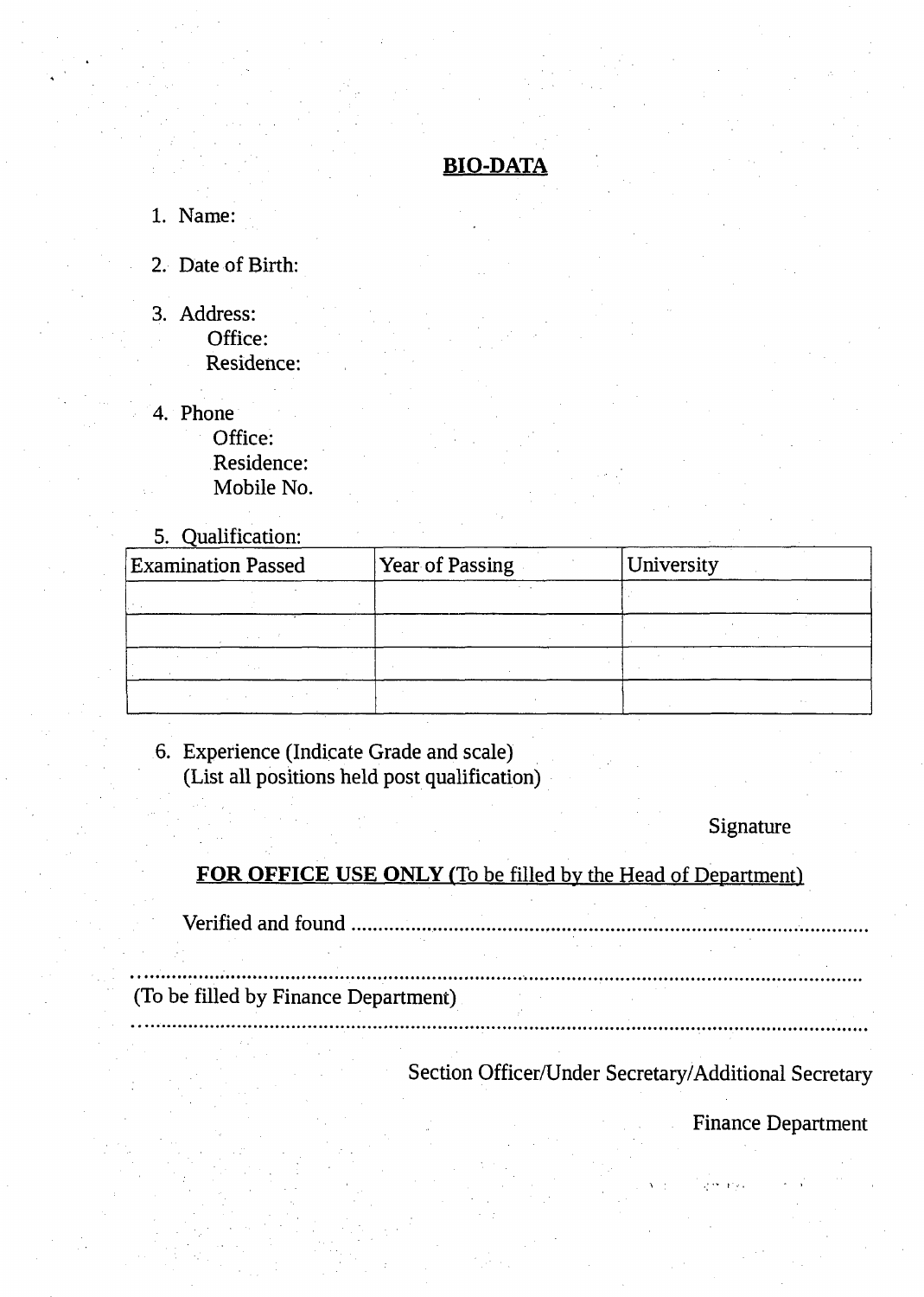## BIO-DATA

1. Name:
2. Date of Birth:
3. Address:
   Office:
   Residence:
4. Phone
   Office:
   Residence:
   Mobile No.
5. Qualification:

| Examination Passed | Year of Passing | University |
|---|---|---|
| | | |
| | | |
| | | |
| | | |

6. Experience (Indicate Grade and scale)
   (List all positions held post qualification)

Signature

**FOR OFFICE USE ONLY (**To be filled by the Head of Department)

Verified and found ...............................................................................................

.......................................................................................................................................

(To be filled by Finance Department)

.......................................................................................................................................

Section Officer/Under Secretary/Additional Secretary

Finance Department